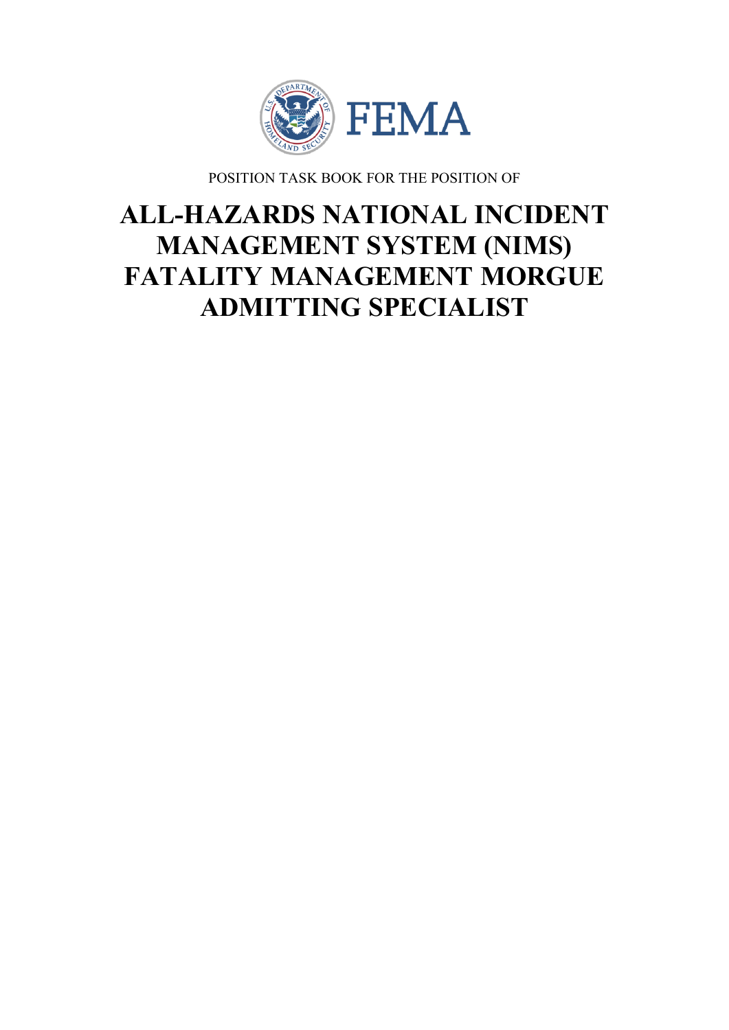FEMA

POSITION TASK BOOK FOR THE POSITION OF

# ALL-HAZARDS NATIONAL INCIDENT MANAGEMENT SYSTEM (NIMS) FATALITY MANAGEMENT MORGUE ADMITTING SPECIALIST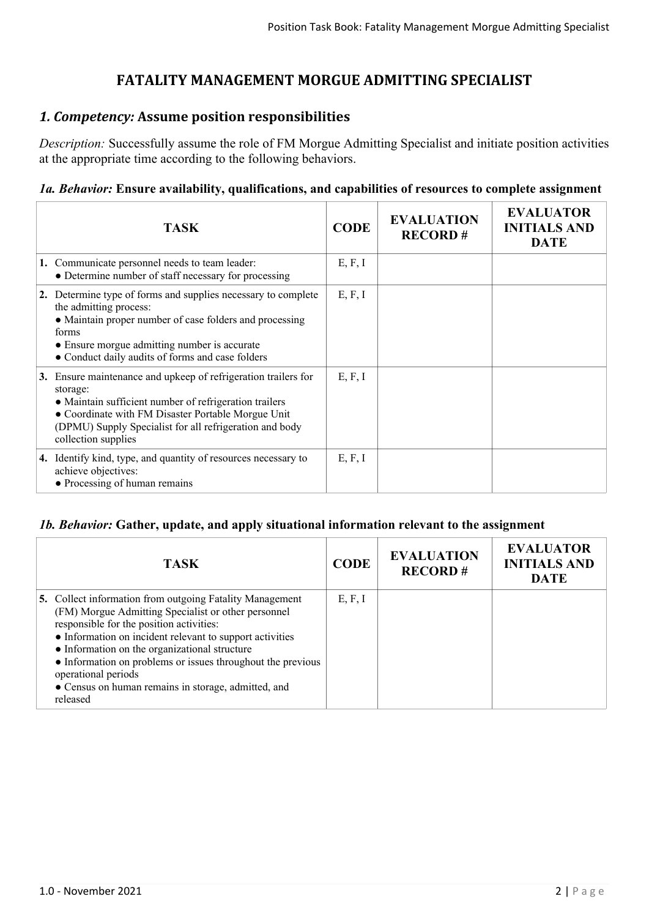# FATALITY MANAGEMENT MORGUE ADMITTING SPECIALIST

## *1. Competency:* Assume position responsibilities

*Description:* Successfully assume the role of FM Morgue Admitting Specialist and initiate position activities at the appropriate time according to the following behaviors.

### *1a. Behavior:* Ensure availability, qualifications, and capabilities of resources to complete assignment

| TASK | CODE | EVALUATION RECORD # | EVALUATOR INITIALS AND DATE |
|---|---|---|---|
| **1.** Communicate personnel needs to team leader:<br>● Determine number of staff necessary for processing | E, F, I | | |
| **2.** Determine type of forms and supplies necessary to complete the admitting process:<br>● Maintain proper number of case folders and processing forms<br>● Ensure morgue admitting number is accurate<br>● Conduct daily audits of forms and case folders | E, F, I | | |
| **3.** Ensure maintenance and upkeep of refrigeration trailers for storage:<br>● Maintain sufficient number of refrigeration trailers<br>● Coordinate with FM Disaster Portable Morgue Unit (DPMU) Supply Specialist for all refrigeration and body collection supplies | E, F, I | | |
| **4.** Identify kind, type, and quantity of resources necessary to achieve objectives:<br>● Processing of human remains | E, F, I | | |

### *1b. Behavior:* Gather, update, and apply situational information relevant to the assignment

| TASK | CODE | EVALUATION RECORD # | EVALUATOR INITIALS AND DATE |
|---|---|---|---|
| **5.** Collect information from outgoing Fatality Management (FM) Morgue Admitting Specialist or other personnel responsible for the position activities:<br>● Information on incident relevant to support activities<br>● Information on the organizational structure<br>● Information on problems or issues throughout the previous operational periods<br>● Census on human remains in storage, admitted, and released | E, F, I | | |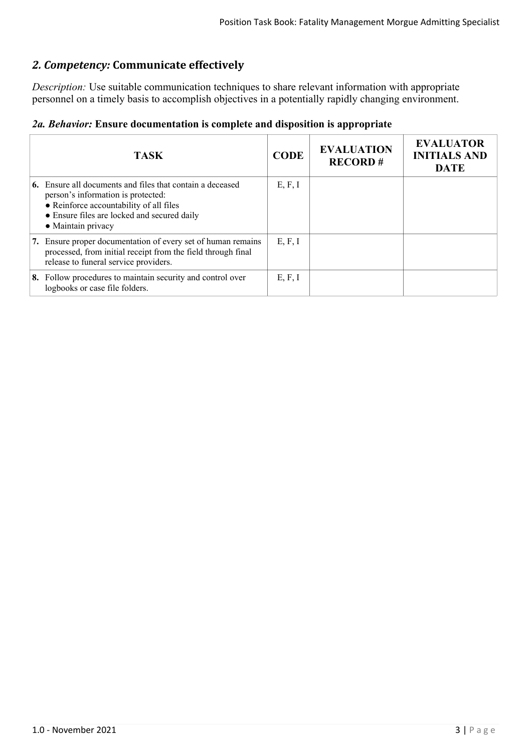## *2. Competency:* Communicate effectively

*Description:* Use suitable communication techniques to share relevant information with appropriate personnel on a timely basis to accomplish objectives in a potentially rapidly changing environment.

### *2a. Behavior:* Ensure documentation is complete and disposition is appropriate

| TASK | CODE | EVALUATION RECORD # | EVALUATOR INITIALS AND DATE |
|---|---|---|---|
| **6.** Ensure all documents and files that contain a deceased person's information is protected:<br>● Reinforce accountability of all files<br>● Ensure files are locked and secured daily<br>● Maintain privacy | E, F, I | | |
| **7.** Ensure proper documentation of every set of human remains processed, from initial receipt from the field through final release to funeral service providers. | E, F, I | | |
| **8.** Follow procedures to maintain security and control over logbooks or case file folders. | E, F, I | | |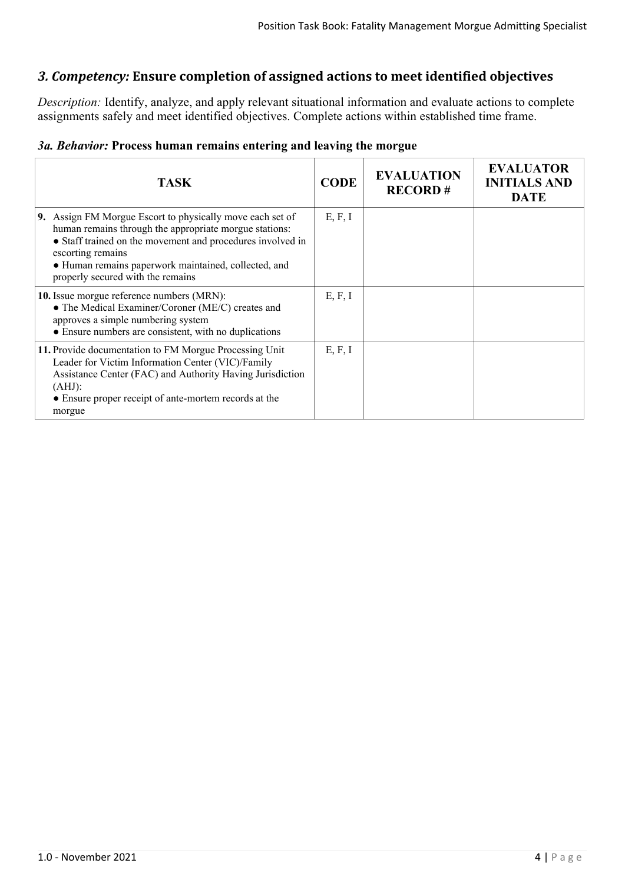## *3. Competency:* Ensure completion of assigned actions to meet identified objectives

*Description:* Identify, analyze, and apply relevant situational information and evaluate actions to complete assignments safely and meet identified objectives. Complete actions within established time frame.

### *3a. Behavior:* Process human remains entering and leaving the morgue

| TASK | CODE | EVALUATION RECORD # | EVALUATOR INITIALS AND DATE |
|---|---|---|---|
| **9.** Assign FM Morgue Escort to physically move each set of human remains through the appropriate morgue stations:<br>● Staff trained on the movement and procedures involved in escorting remains<br>● Human remains paperwork maintained, collected, and properly secured with the remains | E, F, I | | |
| **10.** Issue morgue reference numbers (MRN):<br>● The Medical Examiner/Coroner (ME/C) creates and approves a simple numbering system<br>● Ensure numbers are consistent, with no duplications | E, F, I | | |
| **11.** Provide documentation to FM Morgue Processing Unit Leader for Victim Information Center (VIC)/Family Assistance Center (FAC) and Authority Having Jurisdiction (AHJ):<br>● Ensure proper receipt of ante-mortem records at the morgue | E, F, I | | |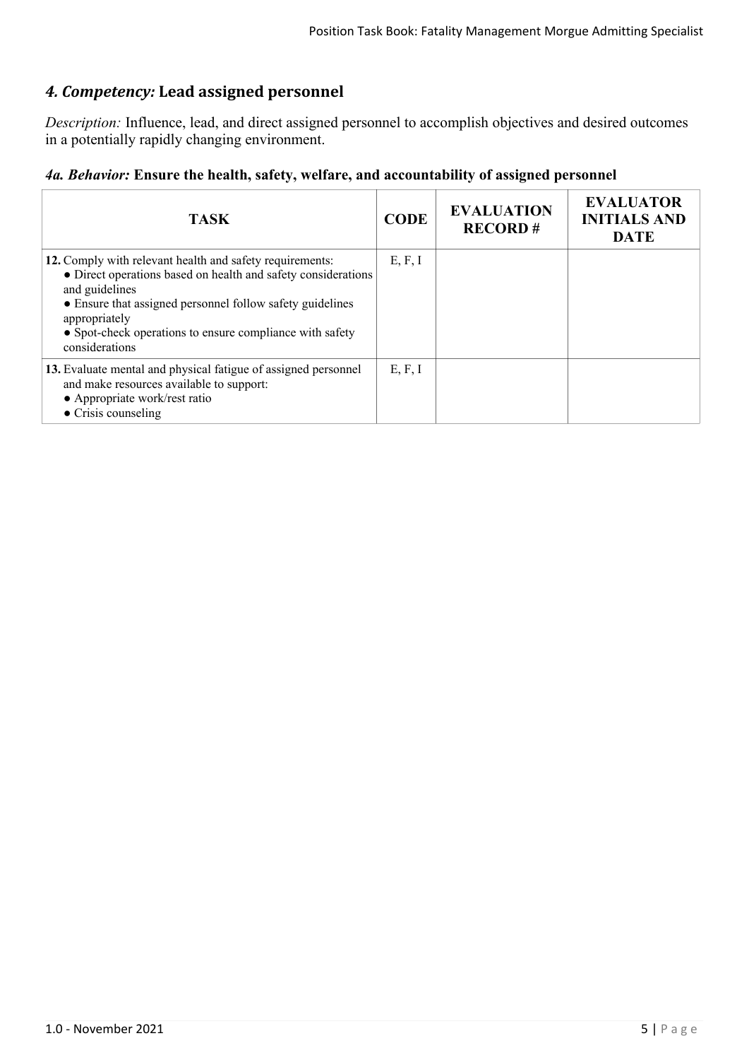## *4. Competency:* Lead assigned personnel

*Description:* Influence, lead, and direct assigned personnel to accomplish objectives and desired outcomes in a potentially rapidly changing environment.

### *4a. Behavior:* Ensure the health, safety, welfare, and accountability of assigned personnel

| TASK | CODE | EVALUATION RECORD # | EVALUATOR INITIALS AND DATE |
|---|---|---|---|
| **12.** Comply with relevant health and safety requirements:<br>● Direct operations based on health and safety considerations and guidelines<br>● Ensure that assigned personnel follow safety guidelines appropriately<br>● Spot-check operations to ensure compliance with safety considerations | E, F, I | | |
| **13.** Evaluate mental and physical fatigue of assigned personnel and make resources available to support:<br>● Appropriate work/rest ratio<br>● Crisis counseling | E, F, I | | |

1.0 - November 2021